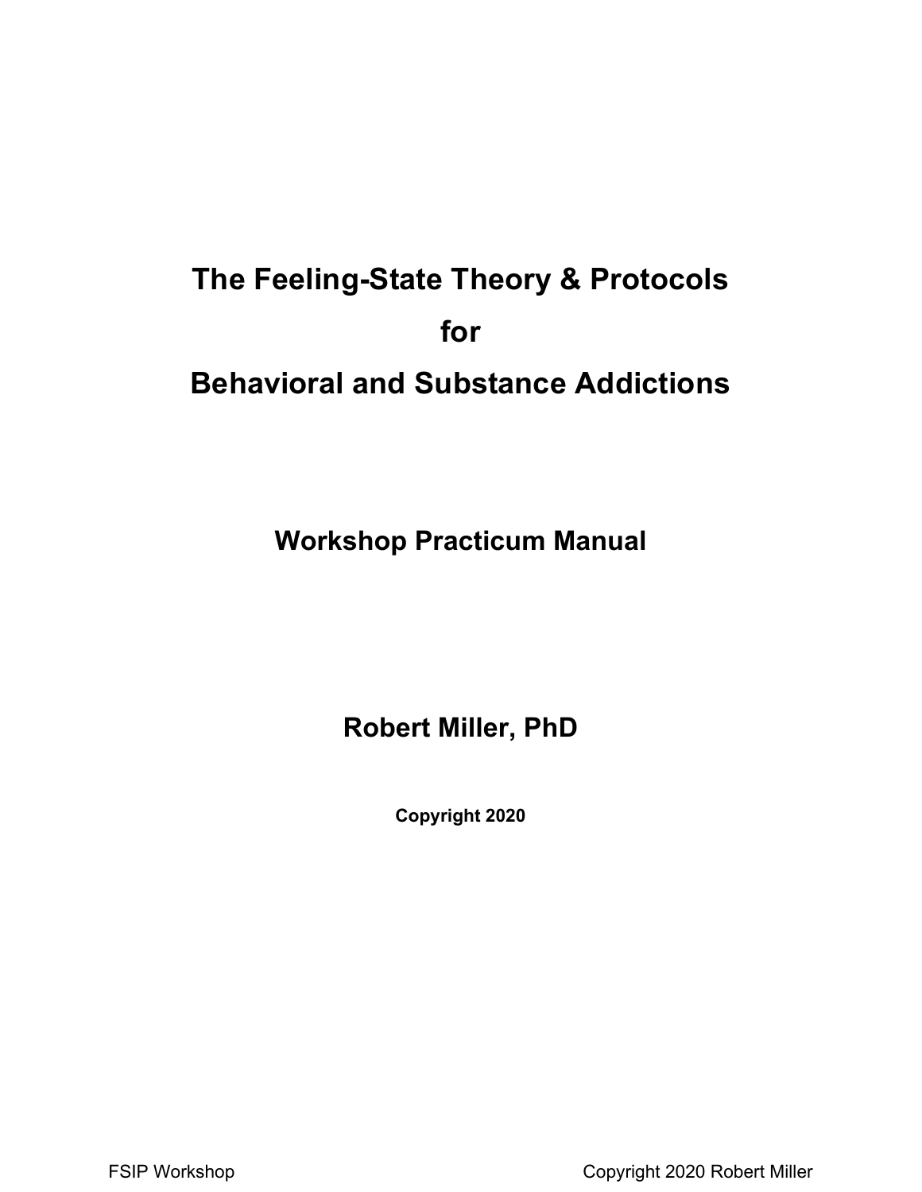# The Feeling-State Theory & Protocols for Behavioral and Substance Addictions

## Workshop Practicum Manual

## Robert Miller, PhD

**Copyright 2020**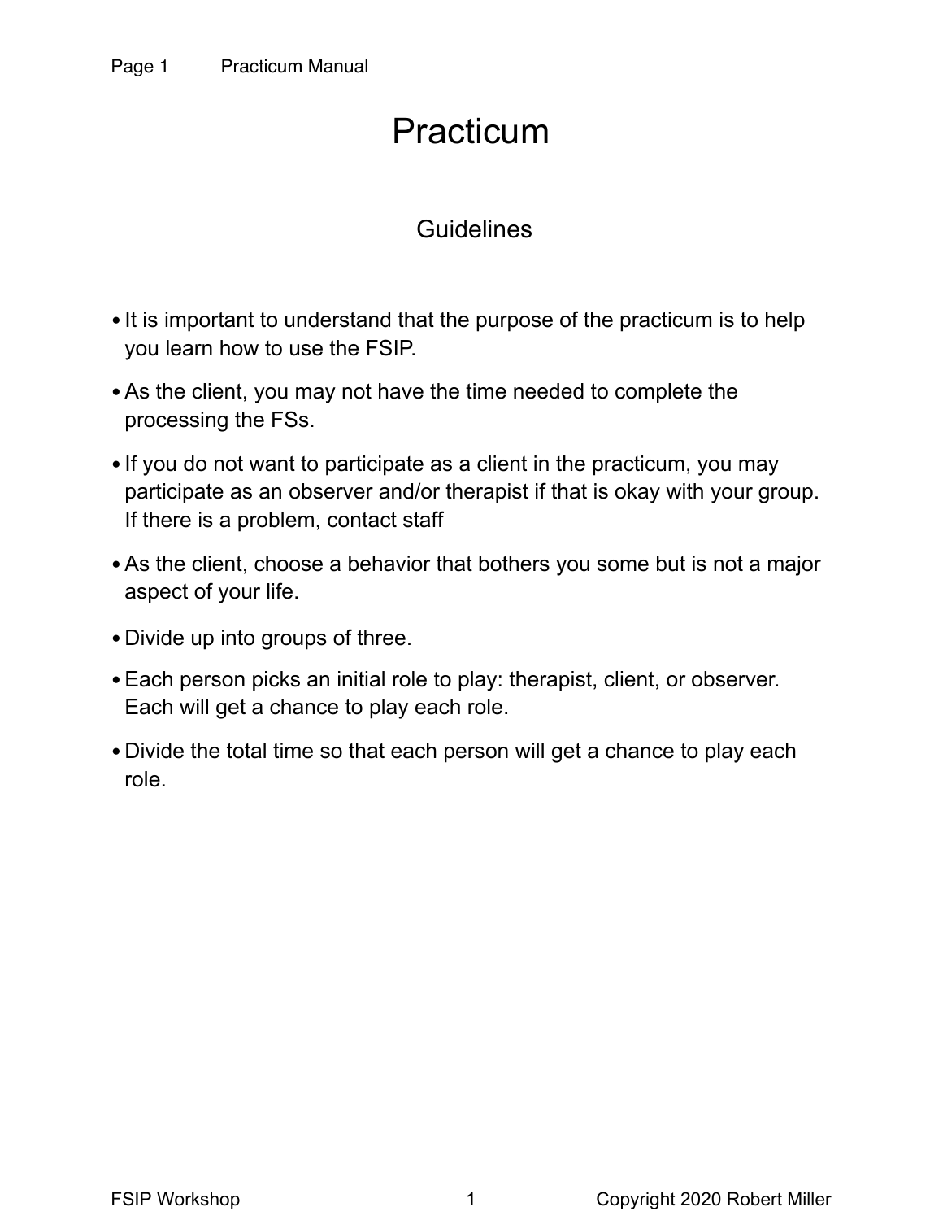# Practicum

## Guidelines

- It is important to understand that the purpose of the practicum is to help you learn how to use the FSIP.
- As the client, you may not have the time needed to complete the processing the FSs.
- If you do not want to participate as a client in the practicum, you may participate as an observer and/or therapist if that is okay with your group. If there is a problem, contact staff
- As the client, choose a behavior that bothers you some but is not a major aspect of your life.
- Divide up into groups of three.
- Each person picks an initial role to play: therapist, client, or observer. Each will get a chance to play each role.
- Divide the total time so that each person will get a chance to play each role.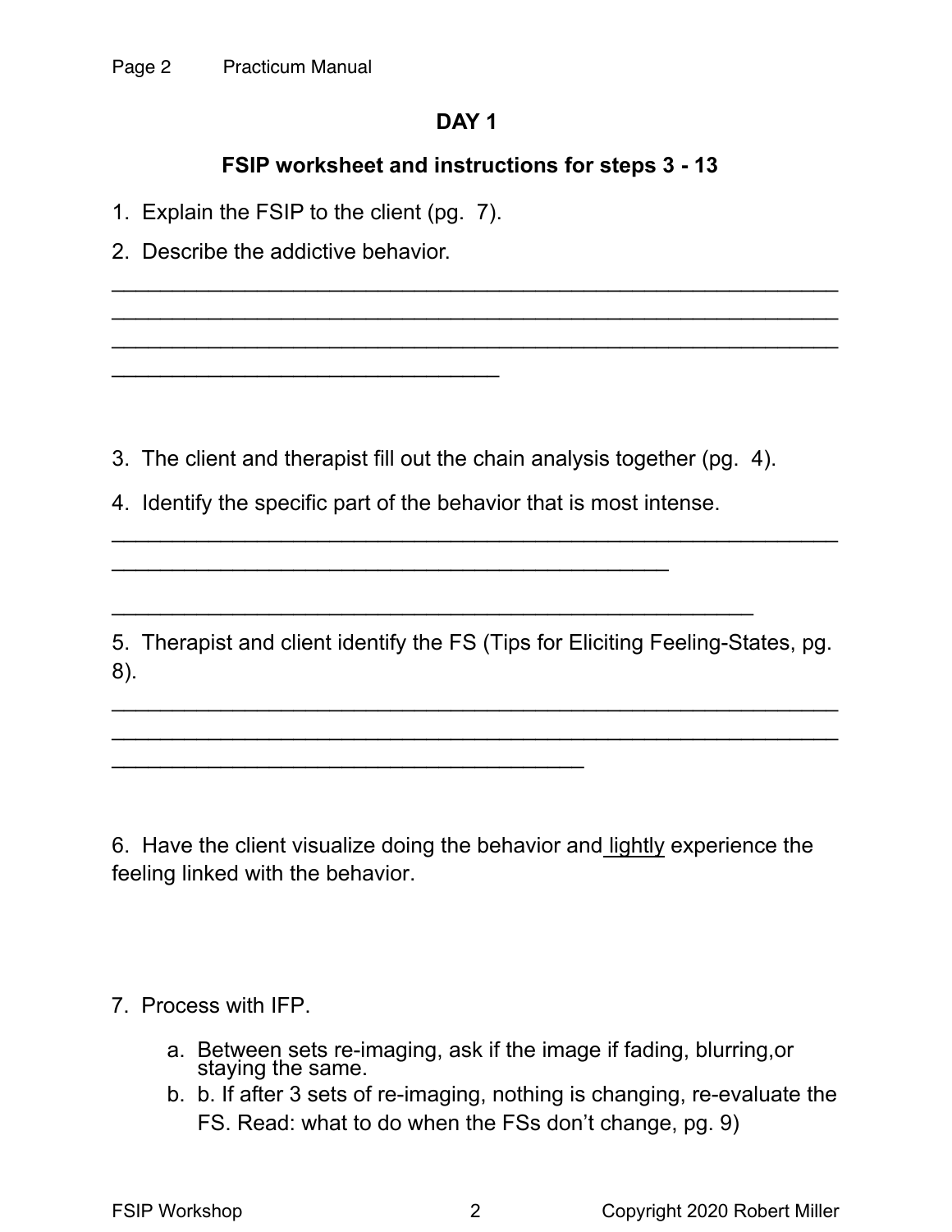## DAY 1

### FSIP worksheet and instructions for steps 3 - 13

1. Explain the FSIP to the client (pg. 7).
2. Describe the addictive behavior.

_______________________________________________________________
_______________________________________________________________
_______________________________________________________________
_________________________________

3. The client and therapist fill out the chain analysis together (pg. 4).
4. Identify the specific part of the behavior that is most intense.

_______________________________________________________________
_______________________________________________

_______________________________________________________

5. Therapist and client identify the FS (Tips for Eliciting Feeling-States, pg. 8).

_______________________________________________________________
_______________________________________________________________
________________________________________

6. Have the client visualize doing the behavior and lightly experience the feeling linked with the behavior.

7. Process with IFP.
   a. Between sets re-imaging, ask if the image if fading, blurring,or staying the same.
   b. b. If after 3 sets of re-imaging, nothing is changing, re-evaluate the FS. Read: what to do when the FSs don't change, pg. 9)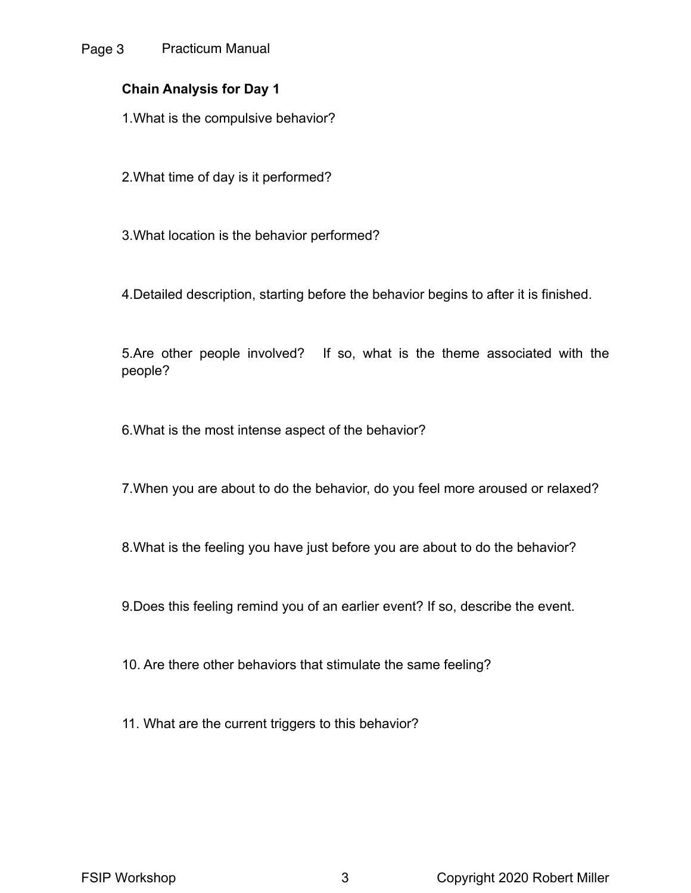**Chain Analysis for Day 1**

1. What is the compulsive behavior?

2. What time of day is it performed?

3. What location is the behavior performed?

4. Detailed description, starting before the behavior begins to after it is finished.

5. Are other people involved? If so, what is the theme associated with the people?

6. What is the most intense aspect of the behavior?

7. When you are about to do the behavior, do you feel more aroused or relaxed?

8. What is the feeling you have just before you are about to do the behavior?

9. Does this feeling remind you of an earlier event? If so, describe the event.

10. Are there other behaviors that stimulate the same feeling?

11. What are the current triggers to this behavior?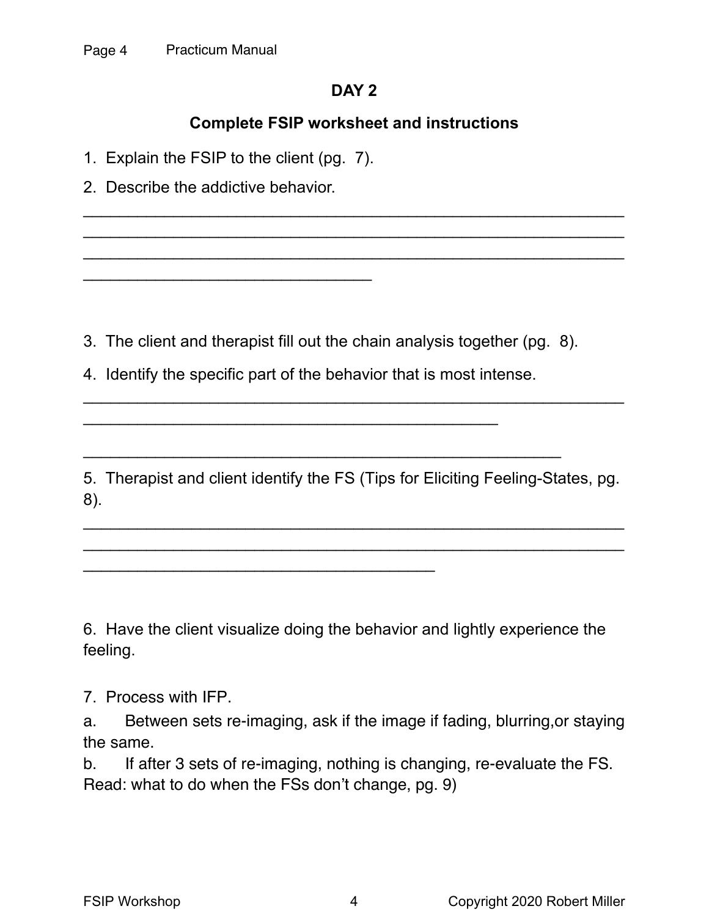## DAY 2

### Complete FSIP worksheet and instructions

1. Explain the FSIP to the client (pg. 7).
2. Describe the addictive behavior.

______________________________________________________________
______________________________________________________________
______________________________________________________________
_________________________________

3. The client and therapist fill out the chain analysis together (pg. 8).
4. Identify the specific part of the behavior that is most intense.

______________________________________________________________
_______________________________________________

_______________________________________________________

5. Therapist and client identify the FS (Tips for Eliciting Feeling-States, pg. 8).

______________________________________________________________
______________________________________________________________
________________________________________

6. Have the client visualize doing the behavior and lightly experience the feeling.

7. Process with IFP.

a. Between sets re-imaging, ask if the image if fading, blurring,or staying the same.

b. If after 3 sets of re-imaging, nothing is changing, re-evaluate the FS. Read: what to do when the FSs don't change, pg. 9)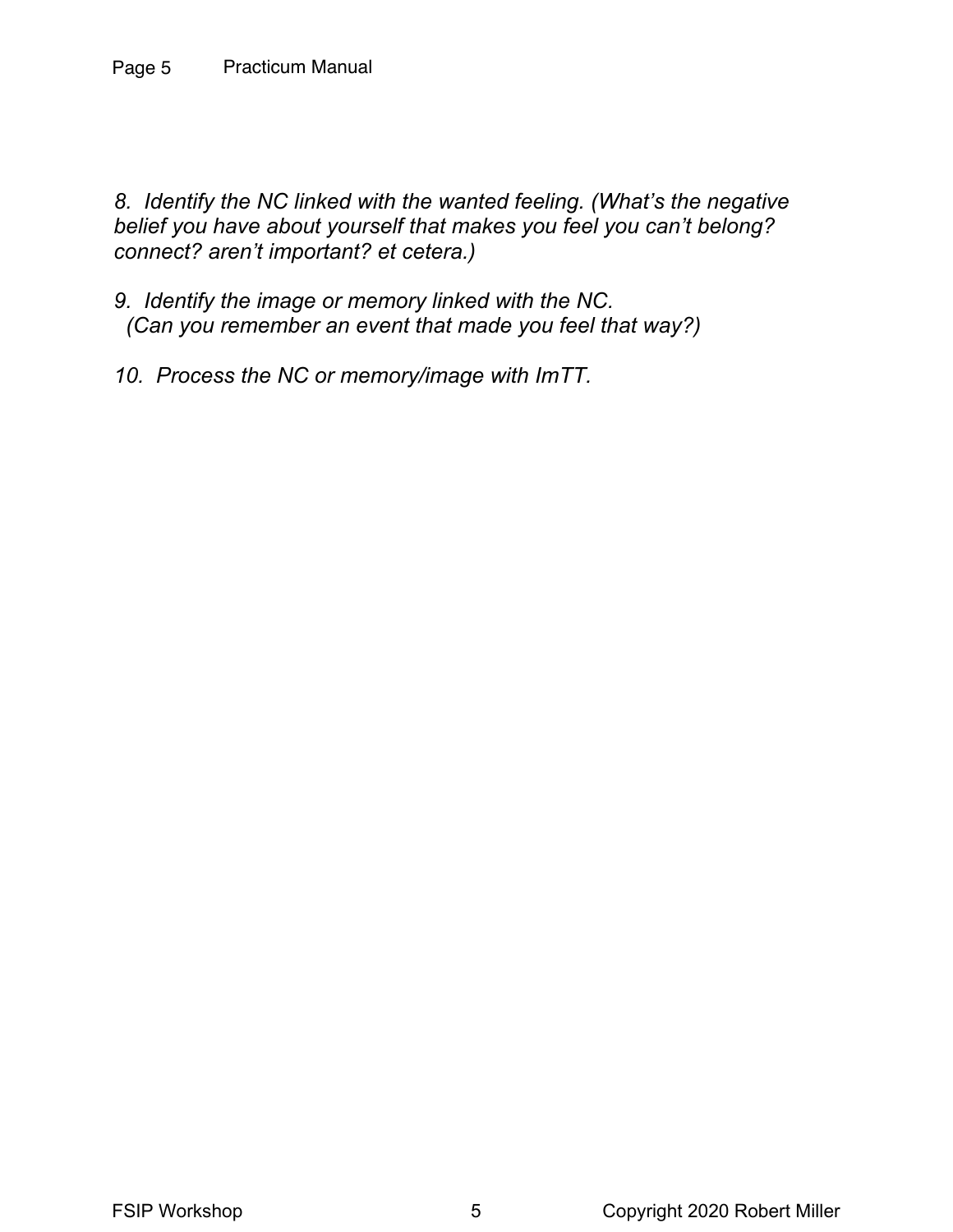*8. Identify the NC linked with the wanted feeling. (What's the negative belief you have about yourself that makes you feel you can't belong? connect? aren't important? et cetera.)*

*9. Identify the image or memory linked with the NC. (Can you remember an event that made you feel that way?)*

*10. Process the NC or memory/image with ImTT.*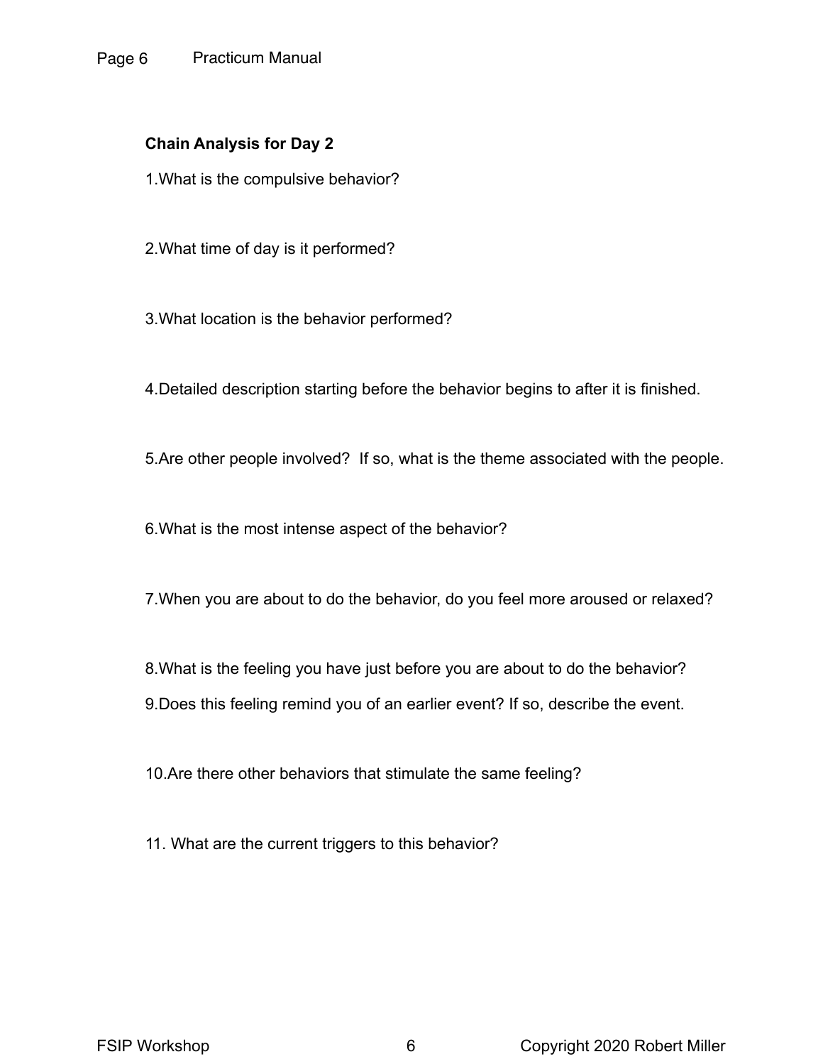**Chain Analysis for Day 2**

1.What is the compulsive behavior?

2.What time of day is it performed?

3.What location is the behavior performed?

4.Detailed description starting before the behavior begins to after it is finished.

5.Are other people involved? If so, what is the theme associated with the people.

6.What is the most intense aspect of the behavior?

7.When you are about to do the behavior, do you feel more aroused or relaxed?

8.What is the feeling you have just before you are about to do the behavior?

9.Does this feeling remind you of an earlier event? If so, describe the event.

10.Are there other behaviors that stimulate the same feeling?

11. What are the current triggers to this behavior?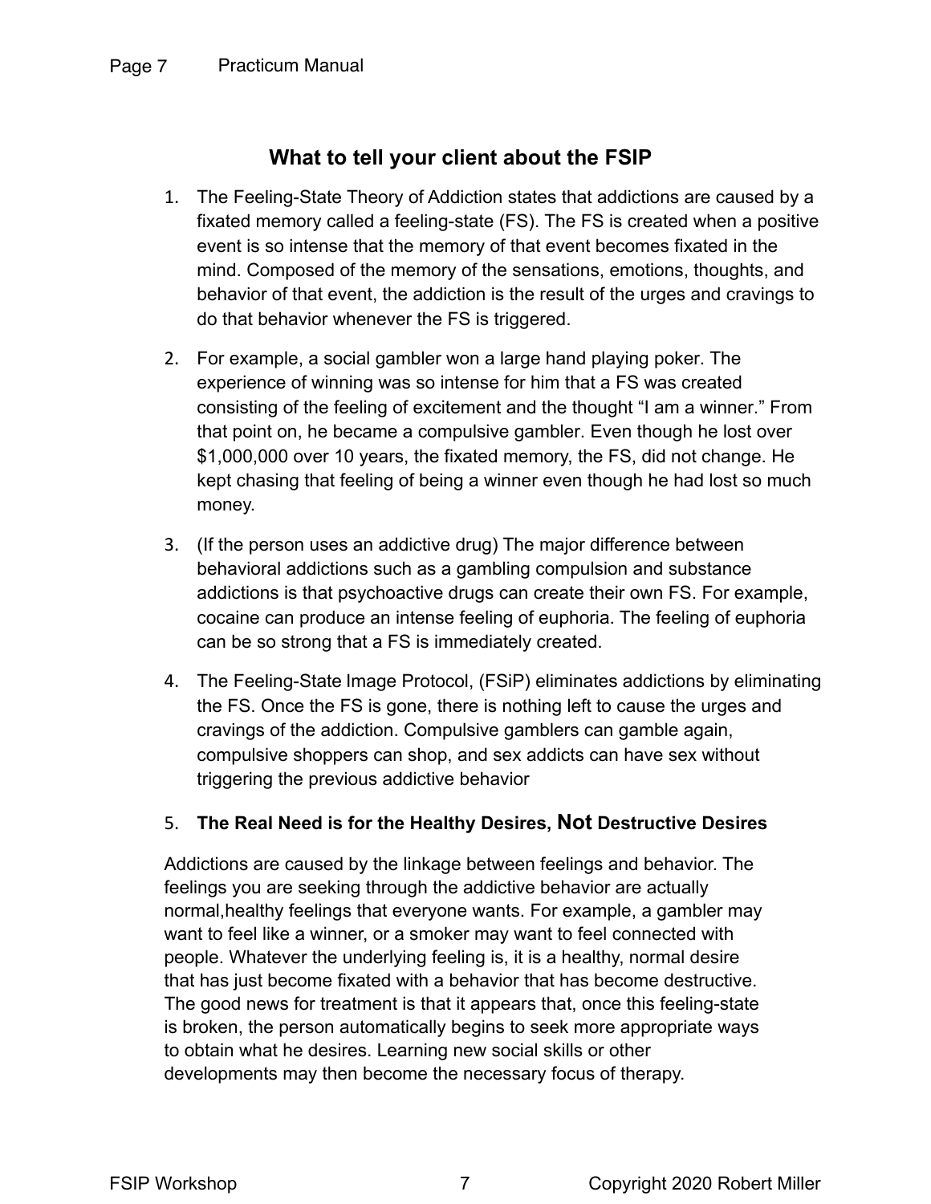## What to tell your client about the FSIP

1. The Feeling-State Theory of Addiction states that addictions are caused by a fixated memory called a feeling-state (FS). The FS is created when a positive event is so intense that the memory of that event becomes fixated in the mind. Composed of the memory of the sensations, emotions, thoughts, and behavior of that event, the addiction is the result of the urges and cravings to do that behavior whenever the FS is triggered.

2. For example, a social gambler won a large hand playing poker. The experience of winning was so intense for him that a FS was created consisting of the feeling of excitement and the thought "I am a winner." From that point on, he became a compulsive gambler. Even though he lost over $1,000,000 over 10 years, the fixated memory, the FS, did not change. He kept chasing that feeling of being a winner even though he had lost so much money.

3. (If the person uses an addictive drug) The major difference between behavioral addictions such as a gambling compulsion and substance addictions is that psychoactive drugs can create their own FS. For example, cocaine can produce an intense feeling of euphoria. The feeling of euphoria can be so strong that a FS is immediately created.

4. The Feeling-State Image Protocol, (FSiP) eliminates addictions by eliminating the FS. Once the FS is gone, there is nothing left to cause the urges and cravings of the addiction. Compulsive gamblers can gamble again, compulsive shoppers can shop, and sex addicts can have sex without triggering the previous addictive behavior

5. **The Real Need is for the Healthy Desires, Not Destructive Desires**

Addictions are caused by the linkage between feelings and behavior. The feelings you are seeking through the addictive behavior are actually normal,healthy feelings that everyone wants. For example, a gambler may want to feel like a winner, or a smoker may want to feel connected with people. Whatever the underlying feeling is, it is a healthy, normal desire that has just become fixated with a behavior that has become destructive. The good news for treatment is that it appears that, once this feeling-state is broken, the person automatically begins to seek more appropriate ways to obtain what he desires. Learning new social skills or other developments may then become the necessary focus of therapy.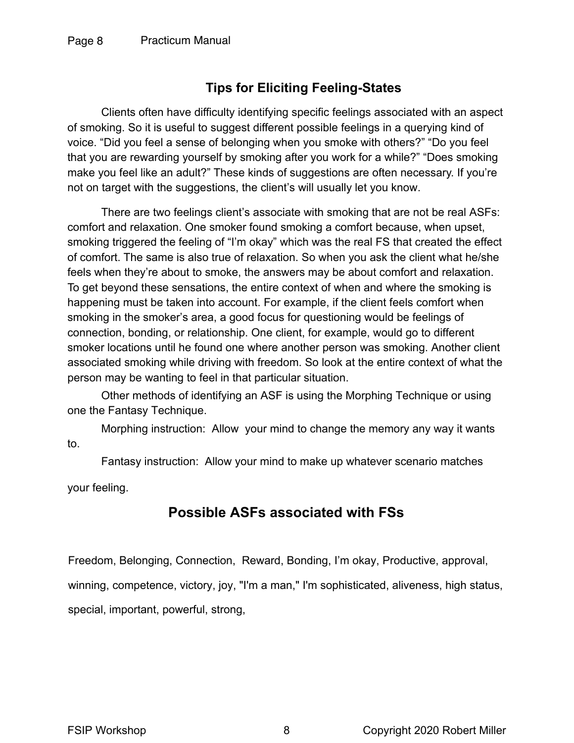## Tips for Eliciting Feeling-States

Clients often have difficulty identifying specific feelings associated with an aspect of smoking. So it is useful to suggest different possible feelings in a querying kind of voice. “Did you feel a sense of belonging when you smoke with others?” “Do you feel that you are rewarding yourself by smoking after you work for a while?” “Does smoking make you feel like an adult?” These kinds of suggestions are often necessary. If you’re not on target with the suggestions, the client’s will usually let you know.

There are two feelings client’s associate with smoking that are not be real ASFs: comfort and relaxation. One smoker found smoking a comfort because, when upset, smoking triggered the feeling of “I’m okay” which was the real FS that created the effect of comfort. The same is also true of relaxation. So when you ask the client what he/she feels when they’re about to smoke, the answers may be about comfort and relaxation. To get beyond these sensations, the entire context of when and where the smoking is happening must be taken into account. For example, if the client feels comfort when smoking in the smoker’s area, a good focus for questioning would be feelings of connection, bonding, or relationship. One client, for example, would go to different smoker locations until he found one where another person was smoking. Another client associated smoking while driving with freedom. So look at the entire context of what the person may be wanting to feel in that particular situation.

Other methods of identifying an ASF is using the Morphing Technique or using one the Fantasy Technique.

Morphing instruction: Allow your mind to change the memory any way it wants to.

Fantasy instruction: Allow your mind to make up whatever scenario matches your feeling.

## Possible ASFs associated with FSs

Freedom, Belonging, Connection, Reward, Bonding, I’m okay, Productive, approval, winning, competence, victory, joy, "I'm a man," I'm sophisticated, aliveness, high status, special, important, powerful, strong,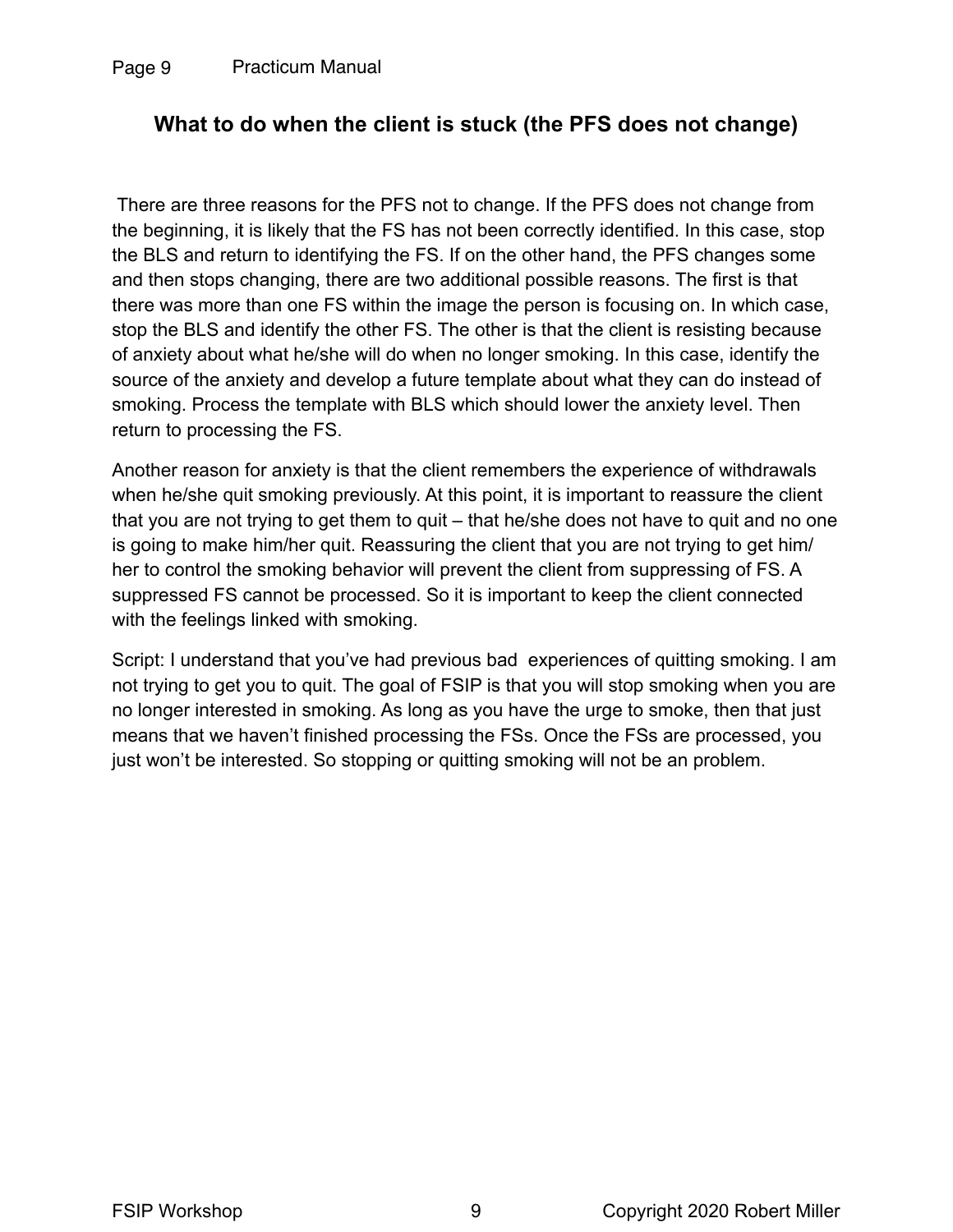## What to do when the client is stuck (the PFS does not change)

There are three reasons for the PFS not to change. If the PFS does not change from the beginning, it is likely that the FS has not been correctly identified. In this case, stop the BLS and return to identifying the FS. If on the other hand, the PFS changes some and then stops changing, there are two additional possible reasons. The first is that there was more than one FS within the image the person is focusing on. In which case, stop the BLS and identify the other FS. The other is that the client is resisting because of anxiety about what he/she will do when no longer smoking. In this case, identify the source of the anxiety and develop a future template about what they can do instead of smoking. Process the template with BLS which should lower the anxiety level. Then return to processing the FS.

Another reason for anxiety is that the client remembers the experience of withdrawals when he/she quit smoking previously. At this point, it is important to reassure the client that you are not trying to get them to quit – that he/she does not have to quit and no one is going to make him/her quit. Reassuring the client that you are not trying to get him/her to control the smoking behavior will prevent the client from suppressing of FS. A suppressed FS cannot be processed. So it is important to keep the client connected with the feelings linked with smoking.

Script: I understand that you've had previous bad experiences of quitting smoking. I am not trying to get you to quit. The goal of FSIP is that you will stop smoking when you are no longer interested in smoking. As long as you have the urge to smoke, then that just means that we haven't finished processing the FSs. Once the FSs are processed, you just won't be interested. So stopping or quitting smoking will not be an problem.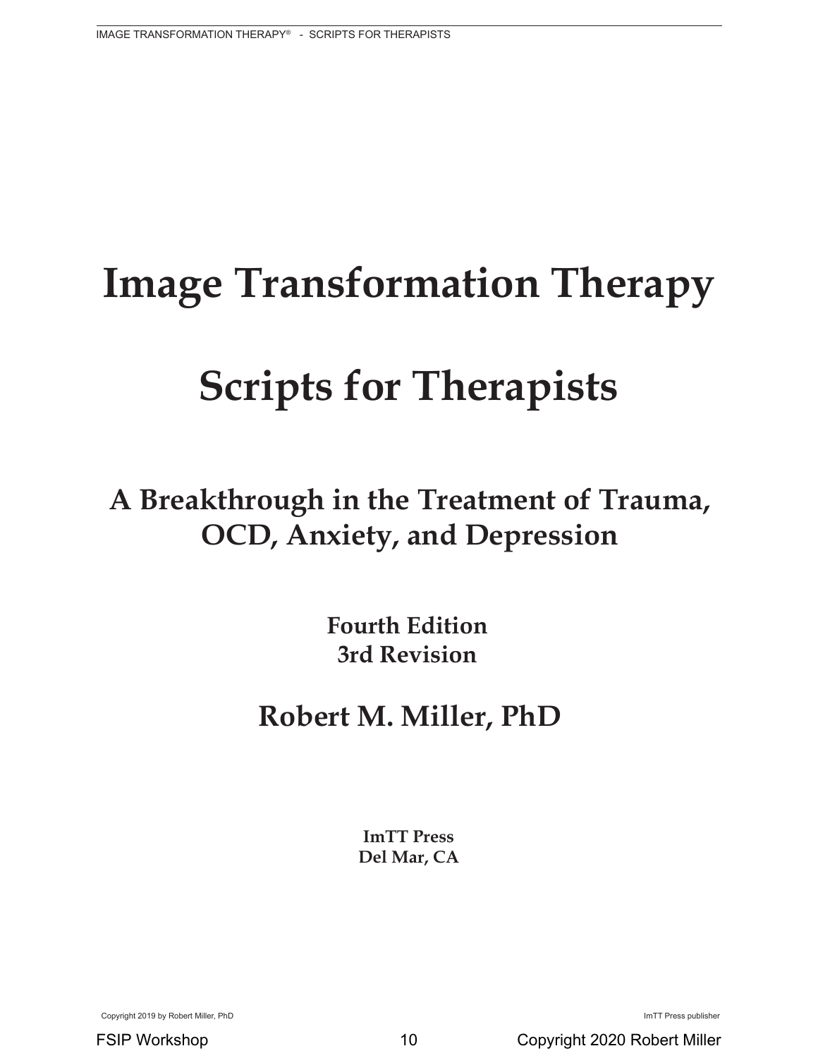# Image Transformation Therapy

# Scripts for Therapists

## A Breakthrough in the Treatment of Trauma, OCD, Anxiety, and Depression

**Fourth Edition**
**3rd Revision**

## Robert M. Miller, PhD

**ImTT Press**
**Del Mar, CA**

Copyright 2019 by Robert Miller, PhD

ImTT Press publisher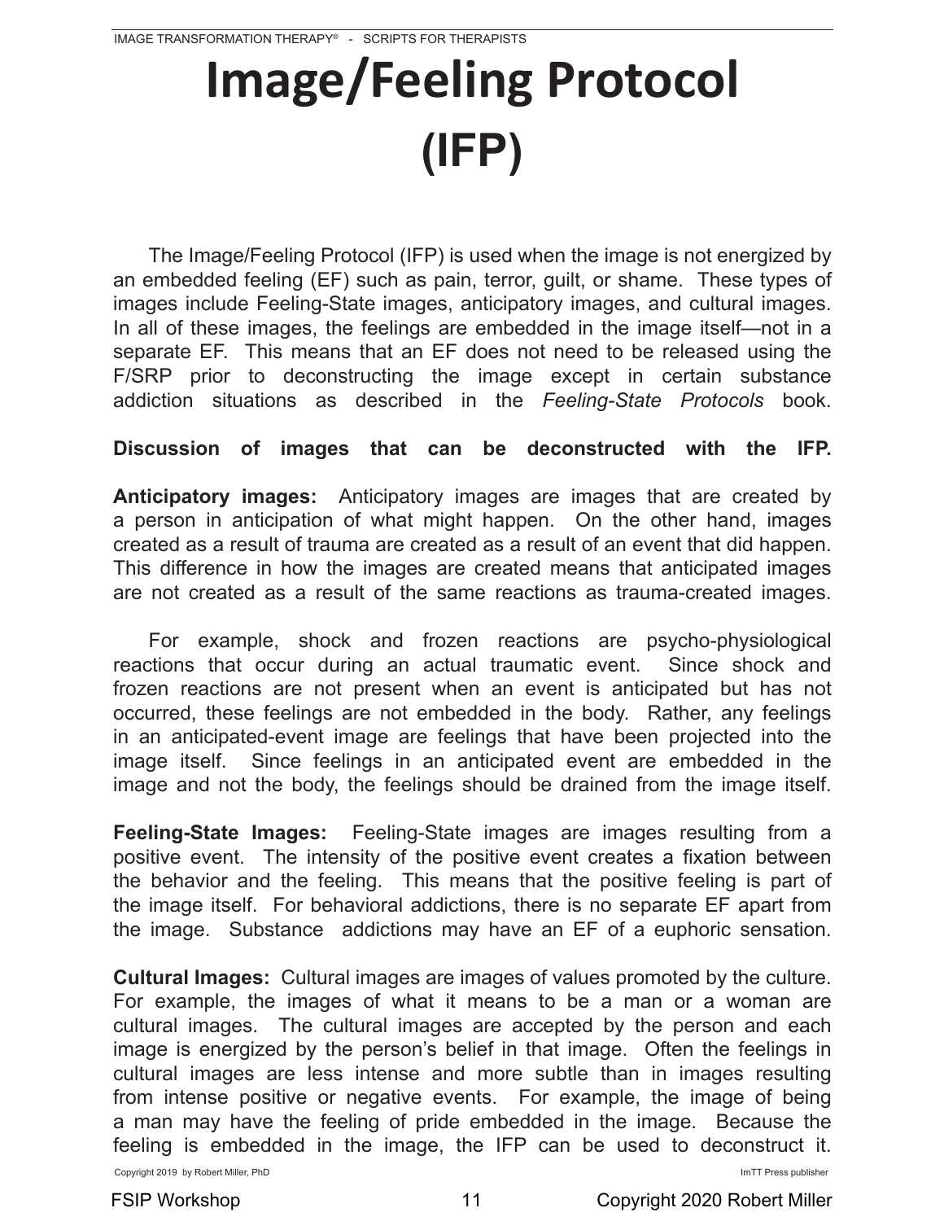# Image/Feeling Protocol (IFP)

The Image/Feeling Protocol (IFP) is used when the image is not energized by an embedded feeling (EF) such as pain, terror, guilt, or shame. These types of images include Feeling-State images, anticipatory images, and cultural images. In all of these images, the feelings are embedded in the image itself—not in a separate EF. This means that an EF does not need to be released using the F/SRP prior to deconstructing the image except in certain substance addiction situations as described in the *Feeling-State Protocols* book.

**Discussion of images that can be deconstructed with the IFP.**

**Anticipatory images:** Anticipatory images are images that are created by a person in anticipation of what might happen. On the other hand, images created as a result of trauma are created as a result of an event that did happen. This difference in how the images are created means that anticipated images are not created as a result of the same reactions as trauma-created images.

For example, shock and frozen reactions are psycho-physiological reactions that occur during an actual traumatic event. Since shock and frozen reactions are not present when an event is anticipated but has not occurred, these feelings are not embedded in the body. Rather, any feelings in an anticipated-event image are feelings that have been projected into the image itself. Since feelings in an anticipated event are embedded in the image and not the body, the feelings should be drained from the image itself.

**Feeling-State Images:** Feeling-State images are images resulting from a positive event. The intensity of the positive event creates a fixation between the behavior and the feeling. This means that the positive feeling is part of the image itself. For behavioral addictions, there is no separate EF apart from the image. Substance addictions may have an EF of a euphoric sensation.

**Cultural Images:** Cultural images are images of values promoted by the culture. For example, the images of what it means to be a man or a woman are cultural images. The cultural images are accepted by the person and each image is energized by the person's belief in that image. Often the feelings in cultural images are less intense and more subtle than in images resulting from intense positive or negative events. For example, the image of being a man may have the feeling of pride embedded in the image. Because the feeling is embedded in the image, the IFP can be used to deconstruct it.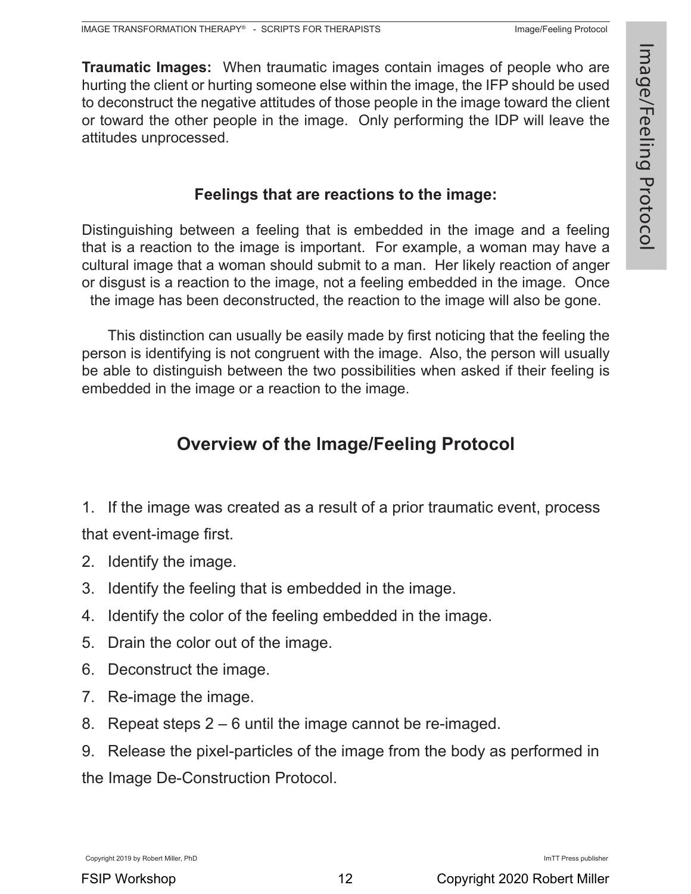**Traumatic Images:** When traumatic images contain images of people who are hurting the client or hurting someone else within the image, the IFP should be used to deconstruct the negative attitudes of those people in the image toward the client or toward the other people in the image. Only performing the IDP will leave the attitudes unprocessed.

### Feelings that are reactions to the image:

Distinguishing between a feeling that is embedded in the image and a feeling that is a reaction to the image is important. For example, a woman may have a cultural image that a woman should submit to a man. Her likely reaction of anger or disgust is a reaction to the image, not a feeling embedded in the image. Once the image has been deconstructed, the reaction to the image will also be gone.

This distinction can usually be easily made by first noticing that the feeling the person is identifying is not congruent with the image. Also, the person will usually be able to distinguish between the two possibilities when asked if their feeling is embedded in the image or a reaction to the image.

## Overview of the Image/Feeling Protocol

1. If the image was created as a result of a prior traumatic event, process that event-image first.
2. Identify the image.
3. Identify the feeling that is embedded in the image.
4. Identify the color of the feeling embedded in the image.
5. Drain the color out of the image.
6. Deconstruct the image.
7. Re-image the image.
8. Repeat steps 2 – 6 until the image cannot be re-imaged.
9. Release the pixel-particles of the image from the body as performed in the Image De-Construction Protocol.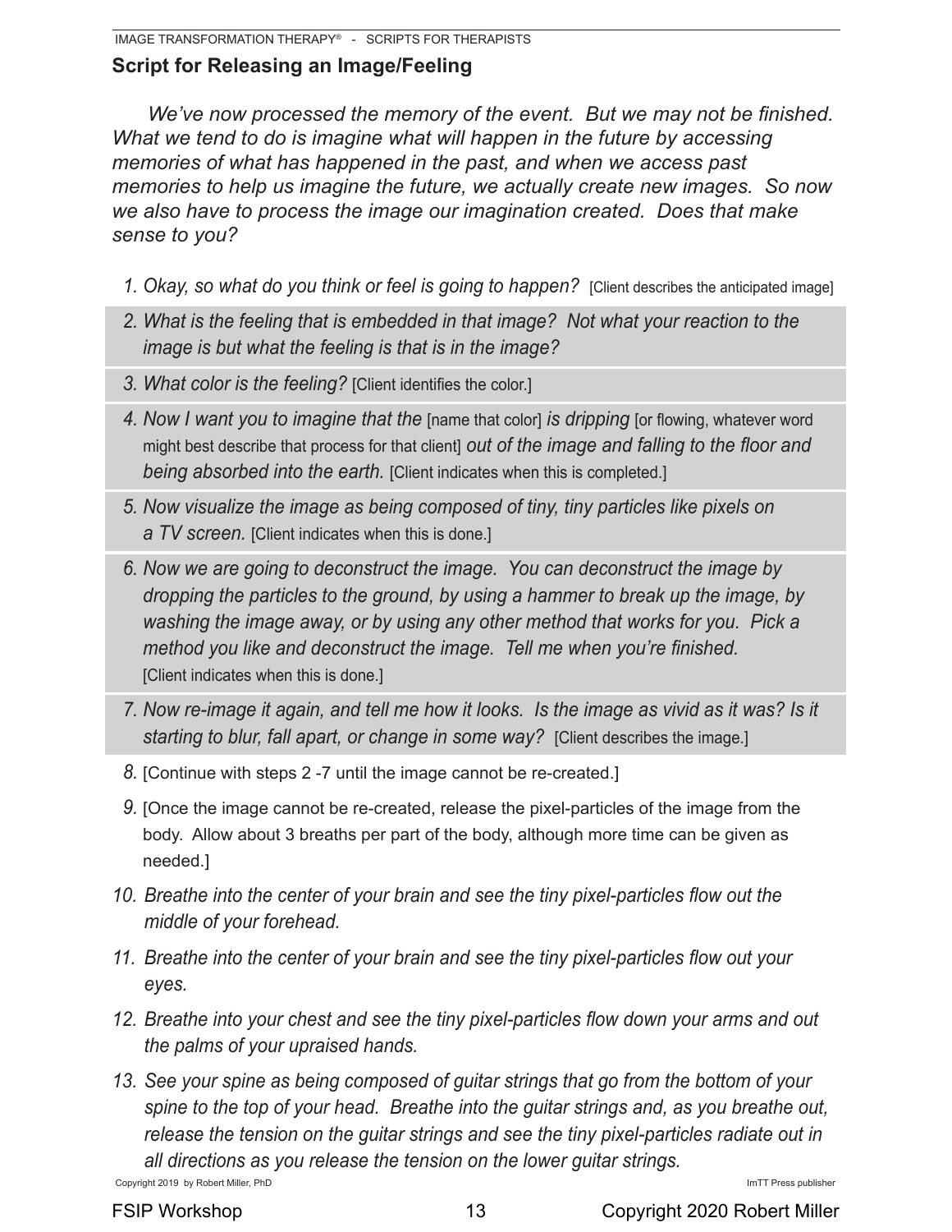## Script for Releasing an Image/Feeling

*We've now processed the memory of the event. But we may not be finished. What we tend to do is imagine what will happen in the future by accessing memories of what has happened in the past, and when we access past memories to help us imagine the future, we actually create new images. So now we also have to process the image our imagination created. Does that make sense to you?*

1. *Okay, so what do you think or feel is going to happen?* [Client describes the anticipated image]
2. *What is the feeling that is embedded in that image? Not what your reaction to the image is but what the feeling is that is in the image?*
3. *What color is the feeling?* [Client identifies the color.]
4. *Now I want you to imagine that the* [name that color] *is dripping* [or flowing, whatever word might best describe that process for that client] *out of the image and falling to the floor and being absorbed into the earth.* [Client indicates when this is completed.]
5. *Now visualize the image as being composed of tiny, tiny particles like pixels on a TV screen.* [Client indicates when this is done.]
6. *Now we are going to deconstruct the image. You can deconstruct the image by dropping the particles to the ground, by using a hammer to break up the image, by washing the image away, or by using any other method that works for you. Pick a method you like and deconstruct the image. Tell me when you're finished.* [Client indicates when this is done.]
7. *Now re-image it again, and tell me how it looks. Is the image as vivid as it was? Is it starting to blur, fall apart, or change in some way?* [Client describes the image.]
8. [Continue with steps 2 -7 until the image cannot be re-created.]
9. [Once the image cannot be re-created, release the pixel-particles of the image from the body. Allow about 3 breaths per part of the body, although more time can be given as needed.]
10. *Breathe into the center of your brain and see the tiny pixel-particles flow out the middle of your forehead.*
11. *Breathe into the center of your brain and see the tiny pixel-particles flow out your eyes.*
12. *Breathe into your chest and see the tiny pixel-particles flow down your arms and out the palms of your upraised hands.*
13. *See your spine as being composed of guitar strings that go from the bottom of your spine to the top of your head. Breathe into the guitar strings and, as you breathe out, release the tension on the guitar strings and see the tiny pixel-particles radiate out in all directions as you release the tension on the lower guitar strings.*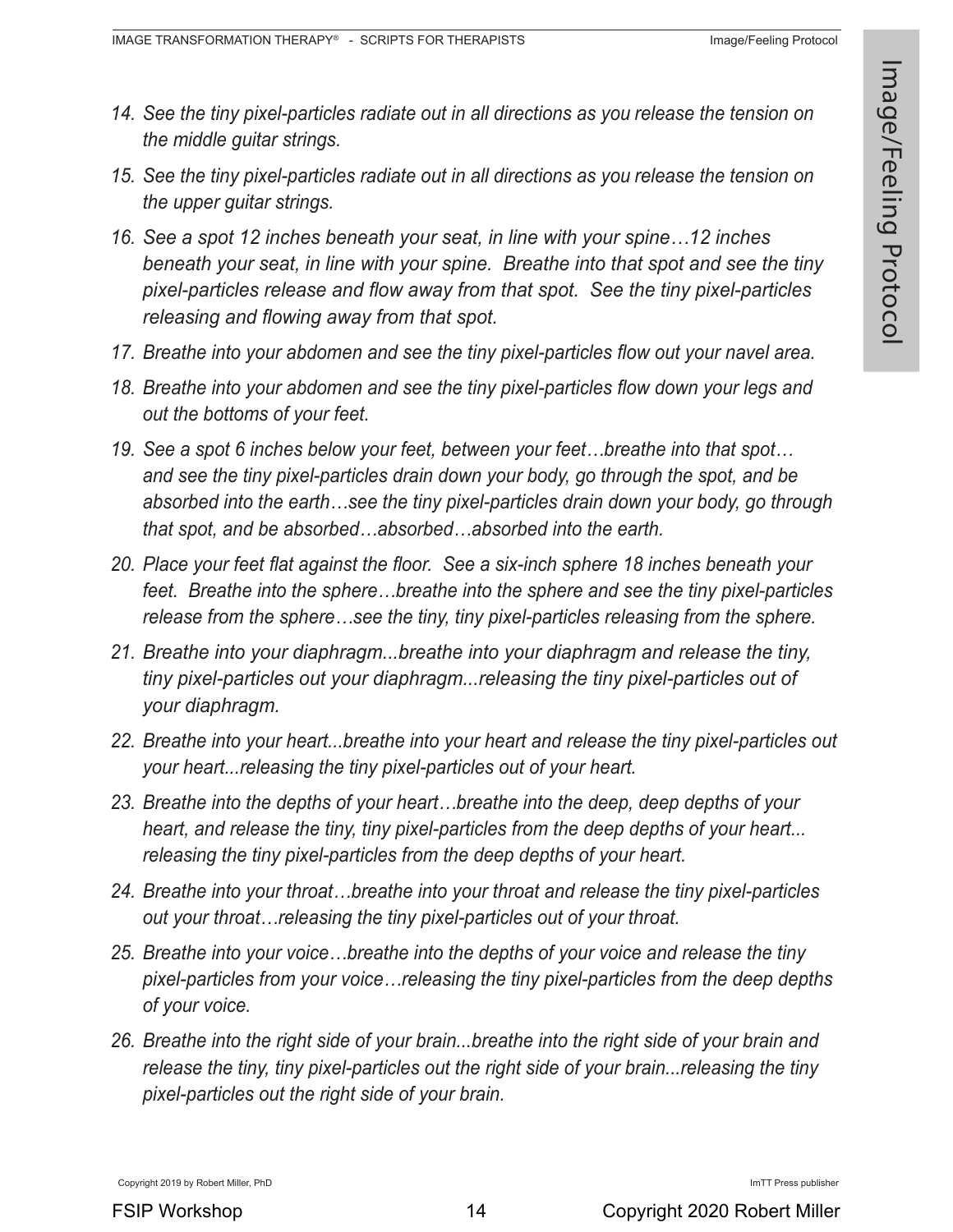14. *See the tiny pixel-particles radiate out in all directions as you release the tension on the middle guitar strings.*

15. *See the tiny pixel-particles radiate out in all directions as you release the tension on the upper guitar strings.*

16. *See a spot 12 inches beneath your seat, in line with your spine…12 inches beneath your seat, in line with your spine. Breathe into that spot and see the tiny pixel-particles release and flow away from that spot. See the tiny pixel-particles releasing and flowing away from that spot.*

17. *Breathe into your abdomen and see the tiny pixel-particles flow out your navel area.*

18. *Breathe into your abdomen and see the tiny pixel-particles flow down your legs and out the bottoms of your feet.*

19. *See a spot 6 inches below your feet, between your feet….breathe into that spot… and see the tiny pixel-particles drain down your body, go through the spot, and be absorbed into the earth…see the tiny pixel-particles drain down your body, go through that spot, and be absorbed…absorbed…absorbed into the earth.*

20. *Place your feet flat against the floor. See a six-inch sphere 18 inches beneath your feet. Breathe into the sphere…breathe into the sphere and see the tiny pixel-particles release from the sphere…see the tiny, tiny pixel-particles releasing from the sphere.*

21. *Breathe into your diaphragm...breathe into your diaphragm and release the tiny, tiny pixel-particles out your diaphragm...releasing the tiny pixel-particles out of your diaphragm.*

22. *Breathe into your heart...breathe into your heart and release the tiny pixel-particles out your heart...releasing the tiny pixel-particles out of your heart.*

23. *Breathe into the depths of your heart….breathe into the deep, deep depths of your heart, and release the tiny, tiny pixel-particles from the deep depths of your heart... releasing the tiny pixel-particles from the deep depths of your heart.*

24. *Breathe into your throat…breathe into your throat and release the tiny pixel-particles out your throat…releasing the tiny pixel-particles out of your throat.*

25. *Breathe into your voice…breathe into the depths of your voice and release the tiny pixel-particles from your voice…releasing the tiny pixel-particles from the deep depths of your voice.*

26. *Breathe into the right side of your brain...breathe into the right side of your brain and release the tiny, tiny pixel-particles out the right side of your brain...releasing the tiny pixel-particles out the right side of your brain.*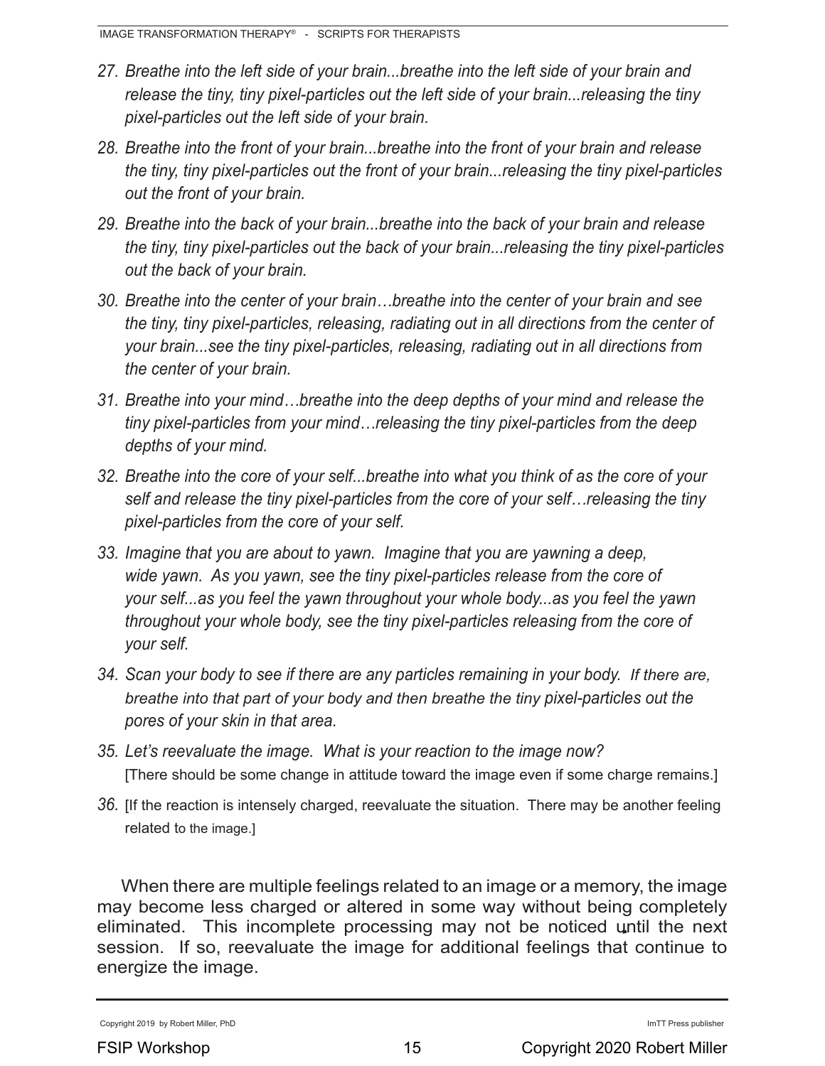27. *Breathe into the left side of your brain...breathe into the left side of your brain and release the tiny, tiny pixel-particles out the left side of your brain...releasing the tiny pixel-particles out the left side of your brain.*

28. *Breathe into the front of your brain...breathe into the front of your brain and release the tiny, tiny pixel-particles out the front of your brain...releasing the tiny pixel-particles out the front of your brain.*

29. *Breathe into the back of your brain...breathe into the back of your brain and release the tiny, tiny pixel-particles out the back of your brain...releasing the tiny pixel-particles out the back of your brain.*

30. *Breathe into the center of your brain…breathe into the center of your brain and see the tiny, tiny pixel-particles, releasing, radiating out in all directions from the center of your brain...see the tiny pixel-particles, releasing, radiating out in all directions from the center of your brain.*

31. *Breathe into your mind…breathe into the deep depths of your mind and release the tiny pixel-particles from your mind…releasing the tiny pixel-particles from the deep depths of your mind.*

32. *Breathe into the core of your self...breathe into what you think of as the core of your self and release the tiny pixel-particles from the core of your self…releasing the tiny pixel-particles from the core of your self.*

33. *Imagine that you are about to yawn. Imagine that you are yawning a deep, wide yawn. As you yawn, see the tiny pixel-particles release from the core of your self...as you feel the yawn throughout your whole body...as you feel the yawn throughout your whole body, see the tiny pixel-particles releasing from the core of your self.*

34. *Scan your body to see if there are any particles remaining in your body. If there are, breathe into that part of your body and then breathe the tiny pixel-particles out the pores of your skin in that area.*

35. *Let's reevaluate the image. What is your reaction to the image now?* [There should be some change in attitude toward the image even if some charge remains.]

36. [If the reaction is intensely charged, reevaluate the situation. There may be another feeling related to the image.]

When there are multiple feelings related to an image or a memory, the image may become less charged or altered in some way without being completely eliminated. This incomplete processing may not be noticed until the next session. If so, reevaluate the image for additional feelings that continue to energize the image.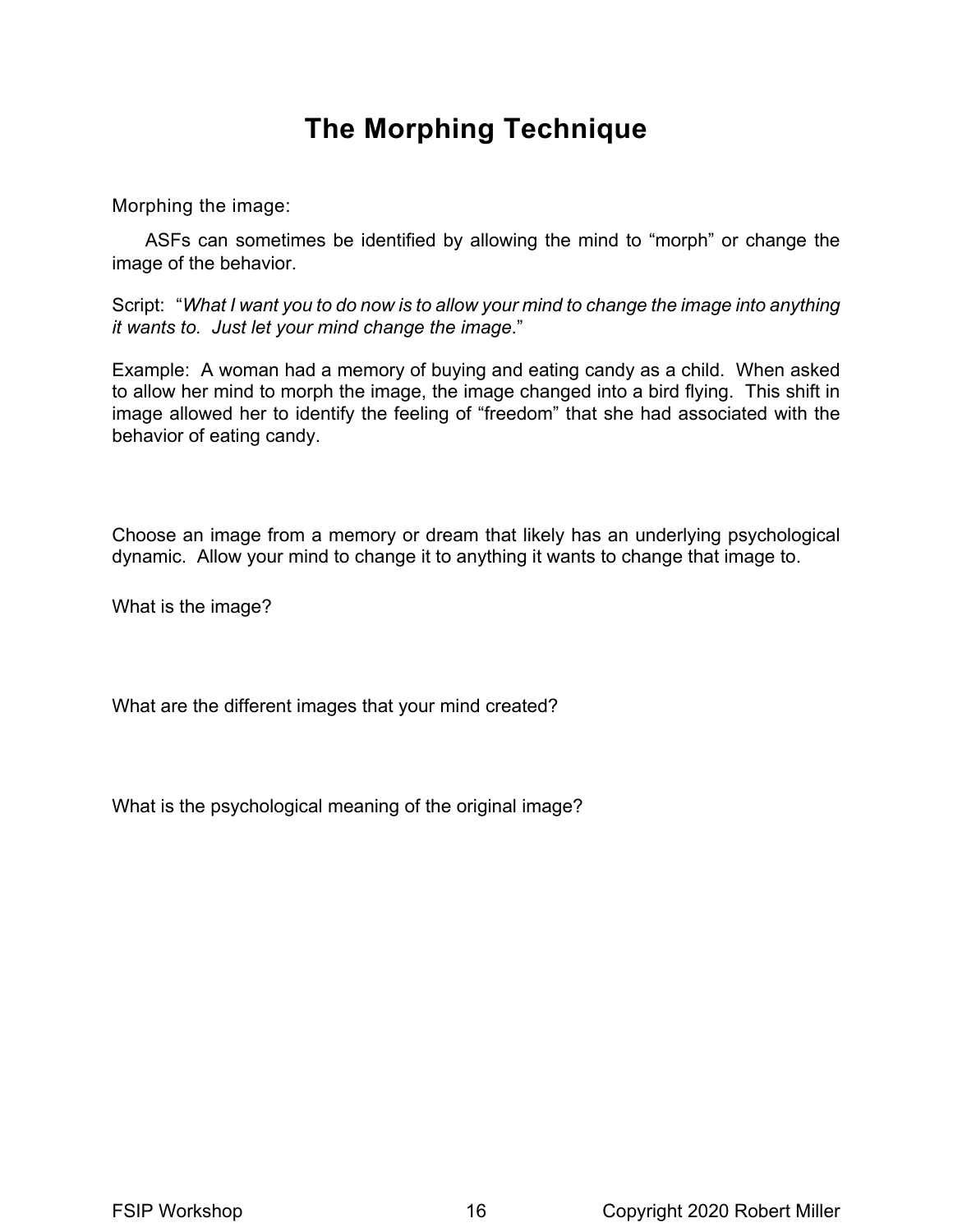# The Morphing Technique

Morphing the image:

ASFs can sometimes be identified by allowing the mind to "morph" or change the image of the behavior.

Script: "*What I want you to do now is to allow your mind to change the image into anything it wants to. Just let your mind change the image*."

Example: A woman had a memory of buying and eating candy as a child. When asked to allow her mind to morph the image, the image changed into a bird flying. This shift in image allowed her to identify the feeling of "freedom" that she had associated with the behavior of eating candy.

Choose an image from a memory or dream that likely has an underlying psychological dynamic. Allow your mind to change it to anything it wants to change that image to.

What is the image?

What are the different images that your mind created?

What is the psychological meaning of the original image?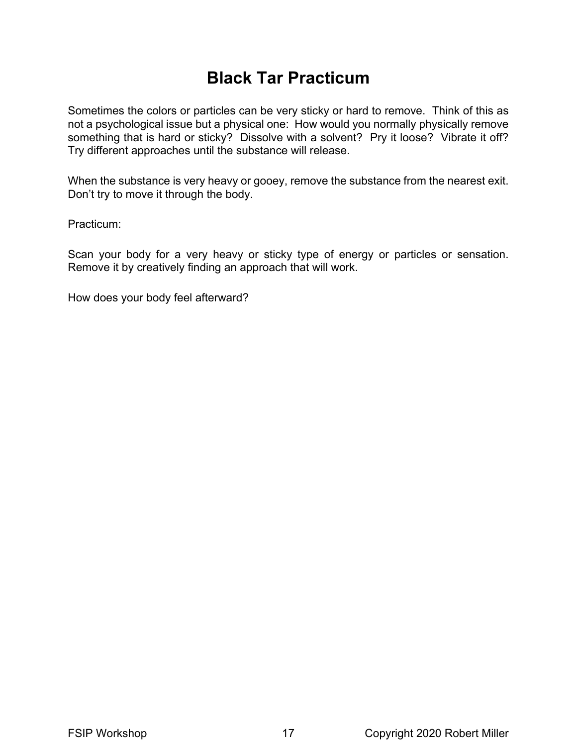# Black Tar Practicum

Sometimes the colors or particles can be very sticky or hard to remove. Think of this as not a psychological issue but a physical one: How would you normally physically remove something that is hard or sticky? Dissolve with a solvent? Pry it loose? Vibrate it off? Try different approaches until the substance will release.

When the substance is very heavy or gooey, remove the substance from the nearest exit. Don't try to move it through the body.

Practicum:

Scan your body for a very heavy or sticky type of energy or particles or sensation. Remove it by creatively finding an approach that will work.

How does your body feel afterward?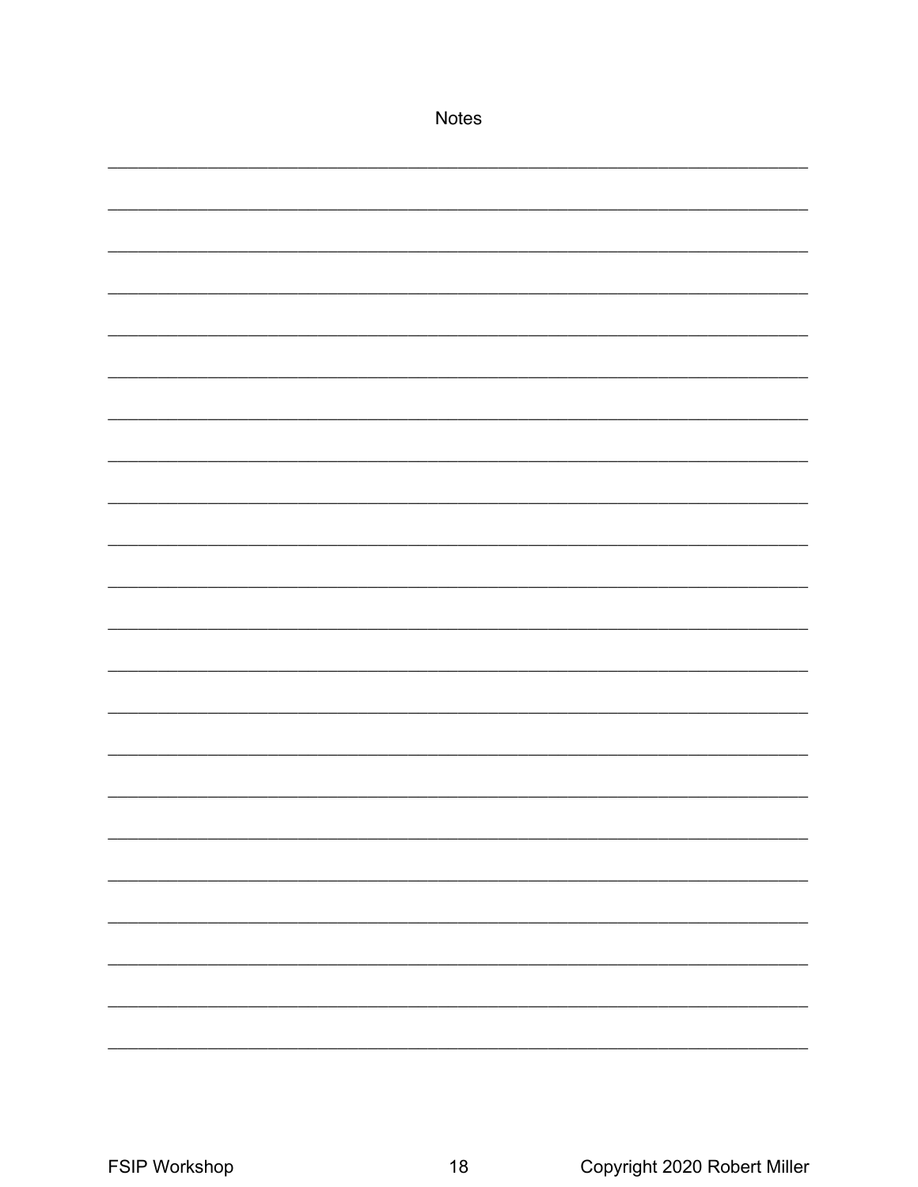Notes